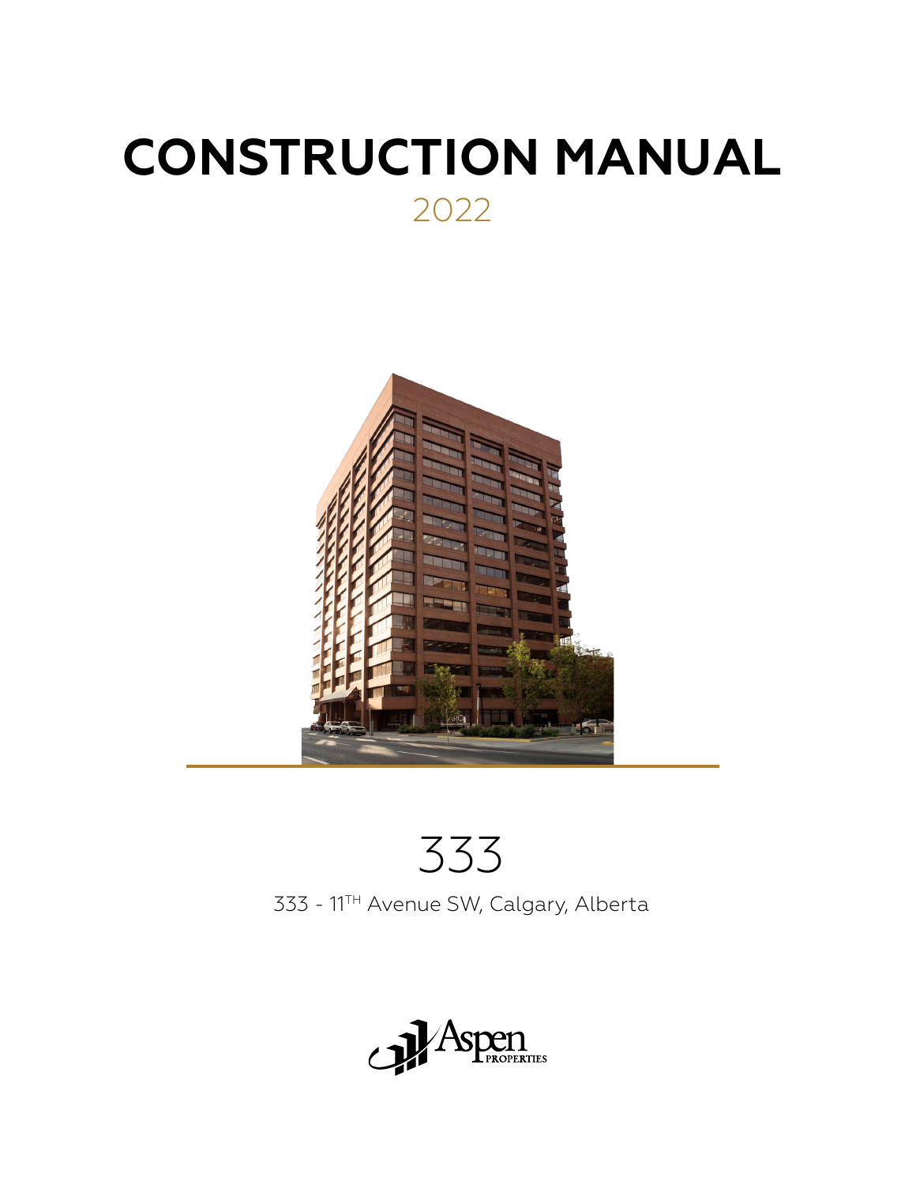# CONSTRUCTION MANUAL

2022

333

333 - 11TH Avenue SW, Calgary, Alberta

Aspen PROPERTIES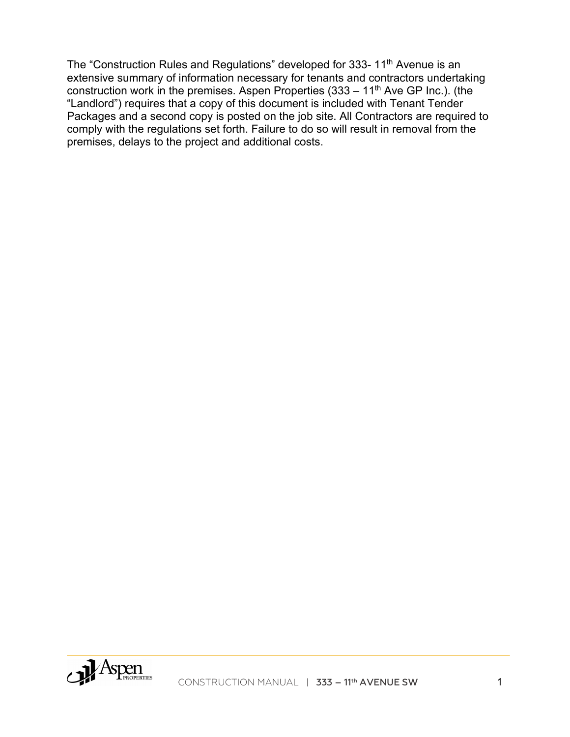The "Construction Rules and Regulations" developed for 333- 11th Avenue is an extensive summary of information necessary for tenants and contractors undertaking construction work in the premises. Aspen Properties (333 – 11th Ave GP Inc.). (the "Landlord") requires that a copy of this document is included with Tenant Tender Packages and a second copy is posted on the job site. All Contractors are required to comply with the regulations set forth. Failure to do so will result in removal from the premises, delays to the project and additional costs.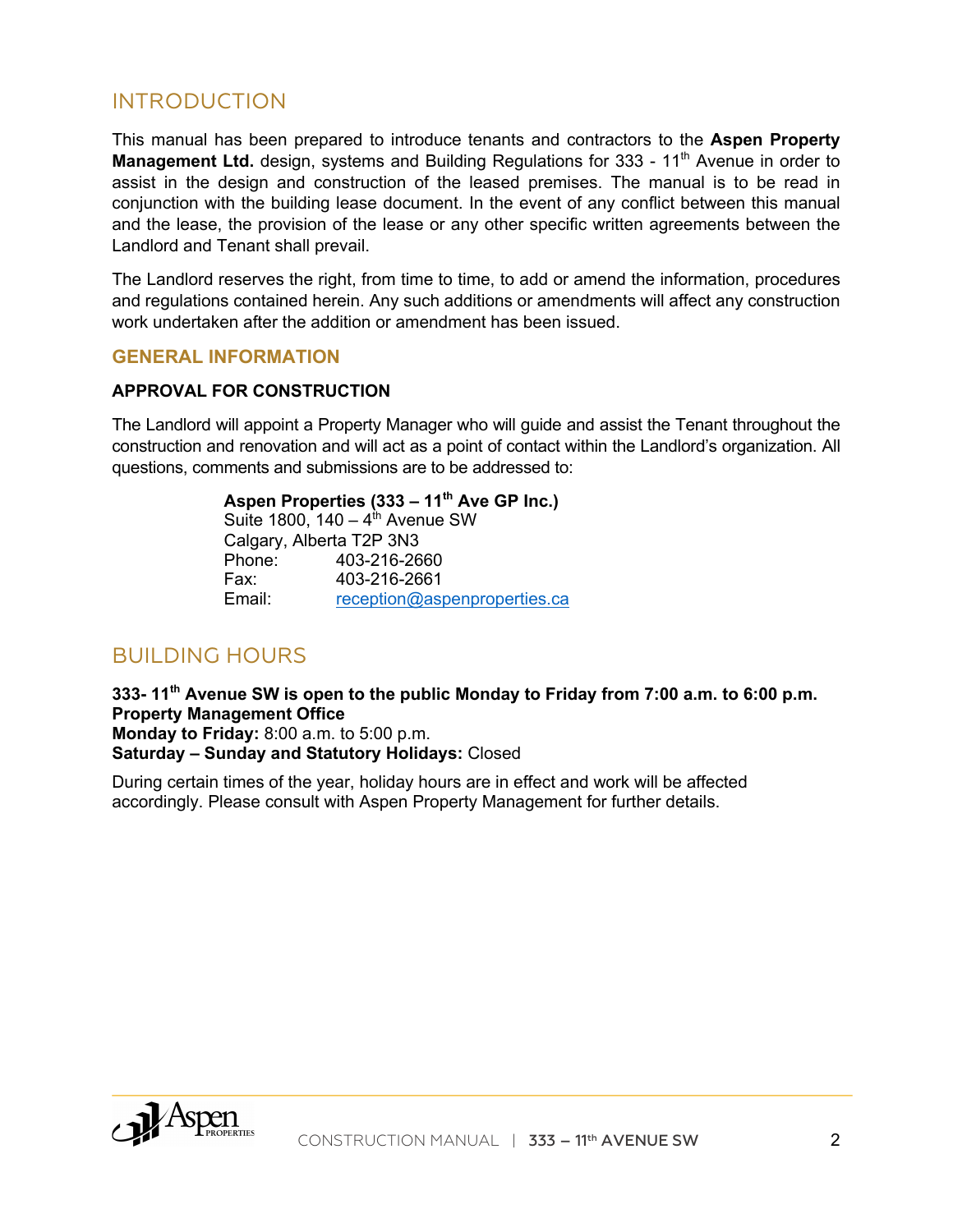# INTRODUCTION

This manual has been prepared to introduce tenants and contractors to the **Aspen Property Management Ltd.** design, systems and Building Regulations for 333 - 11th Avenue in order to assist in the design and construction of the leased premises. The manual is to be read in conjunction with the building lease document. In the event of any conflict between this manual and the lease, the provision of the lease or any other specific written agreements between the Landlord and Tenant shall prevail.

The Landlord reserves the right, from time to time, to add or amend the information, procedures and regulations contained herein. Any such additions or amendments will affect any construction work undertaken after the addition or amendment has been issued.

## GENERAL INFORMATION

### APPROVAL FOR CONSTRUCTION

The Landlord will appoint a Property Manager who will guide and assist the Tenant throughout the construction and renovation and will act as a point of contact within the Landlord's organization. All questions, comments and submissions are to be addressed to:

**Aspen Properties (333 – 11th Ave GP Inc.)**
Suite 1800, 140 – 4th Avenue SW
Calgary, Alberta T2P 3N3
Phone: 403-216-2660
Fax: 403-216-2661
Email: reception@aspenproperties.ca

# BUILDING HOURS

**333- 11th Avenue SW is open to the public Monday to Friday from 7:00 a.m. to 6:00 p.m.**
**Property Management Office**
**Monday to Friday:** 8:00 a.m. to 5:00 p.m.
**Saturday – Sunday and Statutory Holidays:** Closed

During certain times of the year, holiday hours are in effect and work will be affected accordingly. Please consult with Aspen Property Management for further details.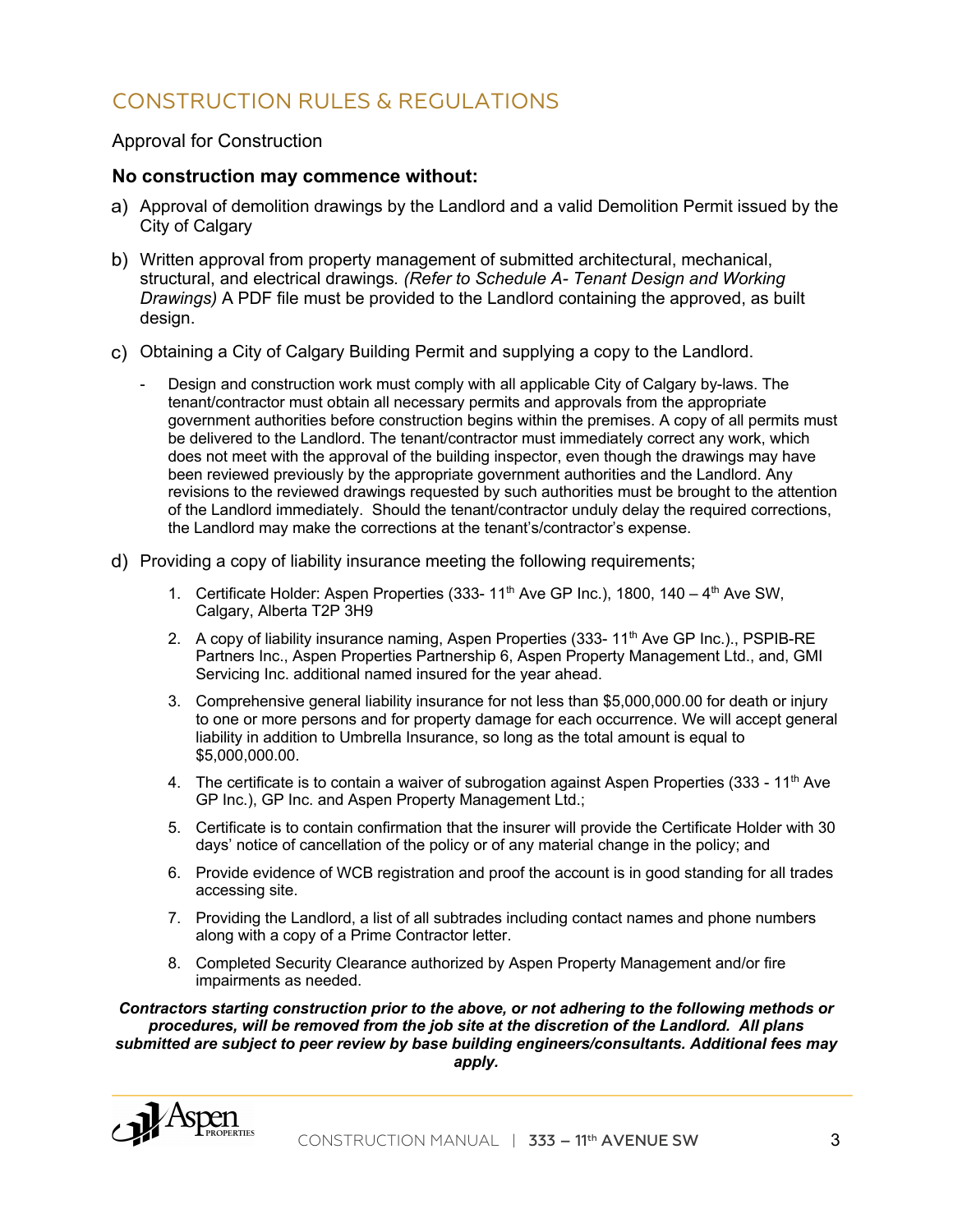# CONSTRUCTION RULES & REGULATIONS

## Approval for Construction

**No construction may commence without:**

a) Approval of demolition drawings by the Landlord and a valid Demolition Permit issued by the City of Calgary

b) Written approval from property management of submitted architectural, mechanical, structural, and electrical drawings. *(Refer to Schedule A- Tenant Design and Working Drawings)* A PDF file must be provided to the Landlord containing the approved, as built design.

c) Obtaining a City of Calgary Building Permit and supplying a copy to the Landlord.

- Design and construction work must comply with all applicable City of Calgary by-laws. The tenant/contractor must obtain all necessary permits and approvals from the appropriate government authorities before construction begins within the premises. A copy of all permits must be delivered to the Landlord. The tenant/contractor must immediately correct any work, which does not meet with the approval of the building inspector, even though the drawings may have been reviewed previously by the appropriate government authorities and the Landlord. Any revisions to the reviewed drawings requested by such authorities must be brought to the attention of the Landlord immediately. Should the tenant/contractor unduly delay the required corrections, the Landlord may make the corrections at the tenant's/contractor's expense.

d) Providing a copy of liability insurance meeting the following requirements;

1. Certificate Holder: Aspen Properties (333- 11th Ave GP Inc.), 1800, 140 – 4th Ave SW, Calgary, Alberta T2P 3H9
2. A copy of liability insurance naming, Aspen Properties (333- 11th Ave GP Inc.)., PSPIB-RE Partners Inc., Aspen Properties Partnership 6, Aspen Property Management Ltd., and, GMI Servicing Inc. additional named insured for the year ahead.
3. Comprehensive general liability insurance for not less than $5,000,000.00 for death or injury to one or more persons and for property damage for each occurrence. We will accept general liability in addition to Umbrella Insurance, so long as the total amount is equal to $5,000,000.00.
4. The certificate is to contain a waiver of subrogation against Aspen Properties (333 - 11th Ave GP Inc.), GP Inc. and Aspen Property Management Ltd.;
5. Certificate is to contain confirmation that the insurer will provide the Certificate Holder with 30 days' notice of cancellation of the policy or of any material change in the policy; and
6. Provide evidence of WCB registration and proof the account is in good standing for all trades accessing site.
7. Providing the Landlord, a list of all subtrades including contact names and phone numbers along with a copy of a Prime Contractor letter.
8. Completed Security Clearance authorized by Aspen Property Management and/or fire impairments as needed.

***Contractors starting construction prior to the above, or not adhering to the following methods or procedures, will be removed from the job site at the discretion of the Landlord. All plans submitted are subject to peer review by base building engineers/consultants. Additional fees may apply.***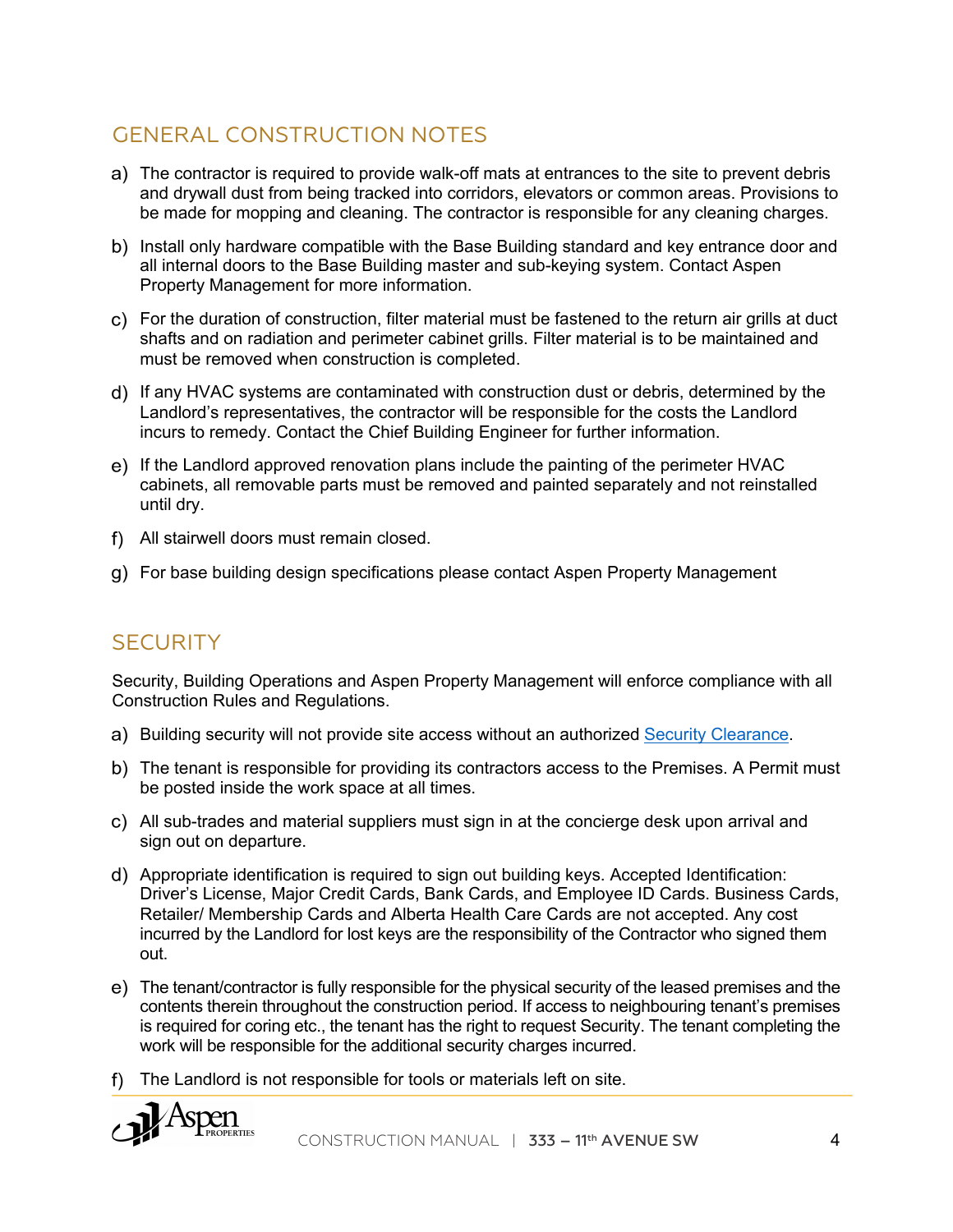## GENERAL CONSTRUCTION NOTES

a) The contractor is required to provide walk-off mats at entrances to the site to prevent debris and drywall dust from being tracked into corridors, elevators or common areas. Provisions to be made for mopping and cleaning. The contractor is responsible for any cleaning charges.

b) Install only hardware compatible with the Base Building standard and key entrance door and all internal doors to the Base Building master and sub-keying system. Contact Aspen Property Management for more information.

c) For the duration of construction, filter material must be fastened to the return air grills at duct shafts and on radiation and perimeter cabinet grills. Filter material is to be maintained and must be removed when construction is completed.

d) If any HVAC systems are contaminated with construction dust or debris, determined by the Landlord's representatives, the contractor will be responsible for the costs the Landlord incurs to remedy. Contact the Chief Building Engineer for further information.

e) If the Landlord approved renovation plans include the painting of the perimeter HVAC cabinets, all removable parts must be removed and painted separately and not reinstalled until dry.

f) All stairwell doors must remain closed.

g) For base building design specifications please contact Aspen Property Management

## SECURITY

Security, Building Operations and Aspen Property Management will enforce compliance with all Construction Rules and Regulations.

a) Building security will not provide site access without an authorized Security Clearance.

b) The tenant is responsible for providing its contractors access to the Premises. A Permit must be posted inside the work space at all times.

c) All sub-trades and material suppliers must sign in at the concierge desk upon arrival and sign out on departure.

d) Appropriate identification is required to sign out building keys. Accepted Identification: Driver's License, Major Credit Cards, Bank Cards, and Employee ID Cards. Business Cards, Retailer/ Membership Cards and Alberta Health Care Cards are not accepted. Any cost incurred by the Landlord for lost keys are the responsibility of the Contractor who signed them out.

e) The tenant/contractor is fully responsible for the physical security of the leased premises and the contents therein throughout the construction period. If access to neighbouring tenant's premises is required for coring etc., the tenant has the right to request Security. The tenant completing the work will be responsible for the additional security charges incurred.

f) The Landlord is not responsible for tools or materials left on site.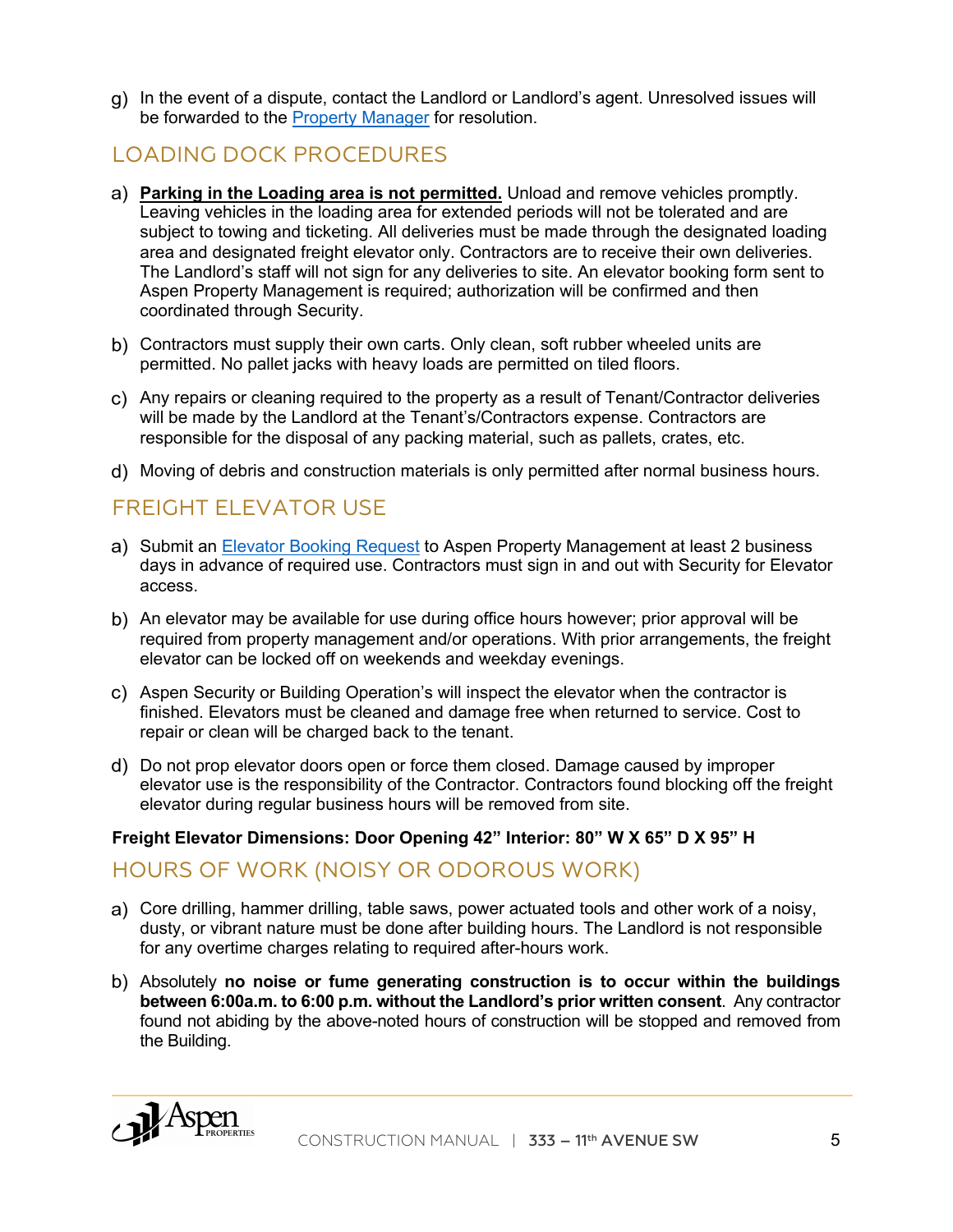g) In the event of a dispute, contact the Landlord or Landlord's agent. Unresolved issues will be forwarded to the Property Manager for resolution.

## LOADING DOCK PROCEDURES

a) **Parking in the Loading area is not permitted.** Unload and remove vehicles promptly. Leaving vehicles in the loading area for extended periods will not be tolerated and are subject to towing and ticketing. All deliveries must be made through the designated loading area and designated freight elevator only. Contractors are to receive their own deliveries. The Landlord's staff will not sign for any deliveries to site. An elevator booking form sent to Aspen Property Management is required; authorization will be confirmed and then coordinated through Security.

b) Contractors must supply their own carts. Only clean, soft rubber wheeled units are permitted. No pallet jacks with heavy loads are permitted on tiled floors.

c) Any repairs or cleaning required to the property as a result of Tenant/Contractor deliveries will be made by the Landlord at the Tenant's/Contractors expense. Contractors are responsible for the disposal of any packing material, such as pallets, crates, etc.

d) Moving of debris and construction materials is only permitted after normal business hours.

## FREIGHT ELEVATOR USE

a) Submit an Elevator Booking Request to Aspen Property Management at least 2 business days in advance of required use. Contractors must sign in and out with Security for Elevator access.

b) An elevator may be available for use during office hours however; prior approval will be required from property management and/or operations. With prior arrangements, the freight elevator can be locked off on weekends and weekday evenings.

c) Aspen Security or Building Operation's will inspect the elevator when the contractor is finished. Elevators must be cleaned and damage free when returned to service. Cost to repair or clean will be charged back to the tenant.

d) Do not prop elevator doors open or force them closed. Damage caused by improper elevator use is the responsibility of the Contractor. Contractors found blocking off the freight elevator during regular business hours will be removed from site.

**Freight Elevator Dimensions: Door Opening 42" Interior: 80" W X 65" D X 95" H**

## HOURS OF WORK (NOISY OR ODOROUS WORK)

a) Core drilling, hammer drilling, table saws, power actuated tools and other work of a noisy, dusty, or vibrant nature must be done after building hours. The Landlord is not responsible for any overtime charges relating to required after-hours work.

b) Absolutely **no noise or fume generating construction is to occur within the buildings between 6:00a.m. to 6:00 p.m. without the Landlord's prior written consent**. Any contractor found not abiding by the above-noted hours of construction will be stopped and removed from the Building.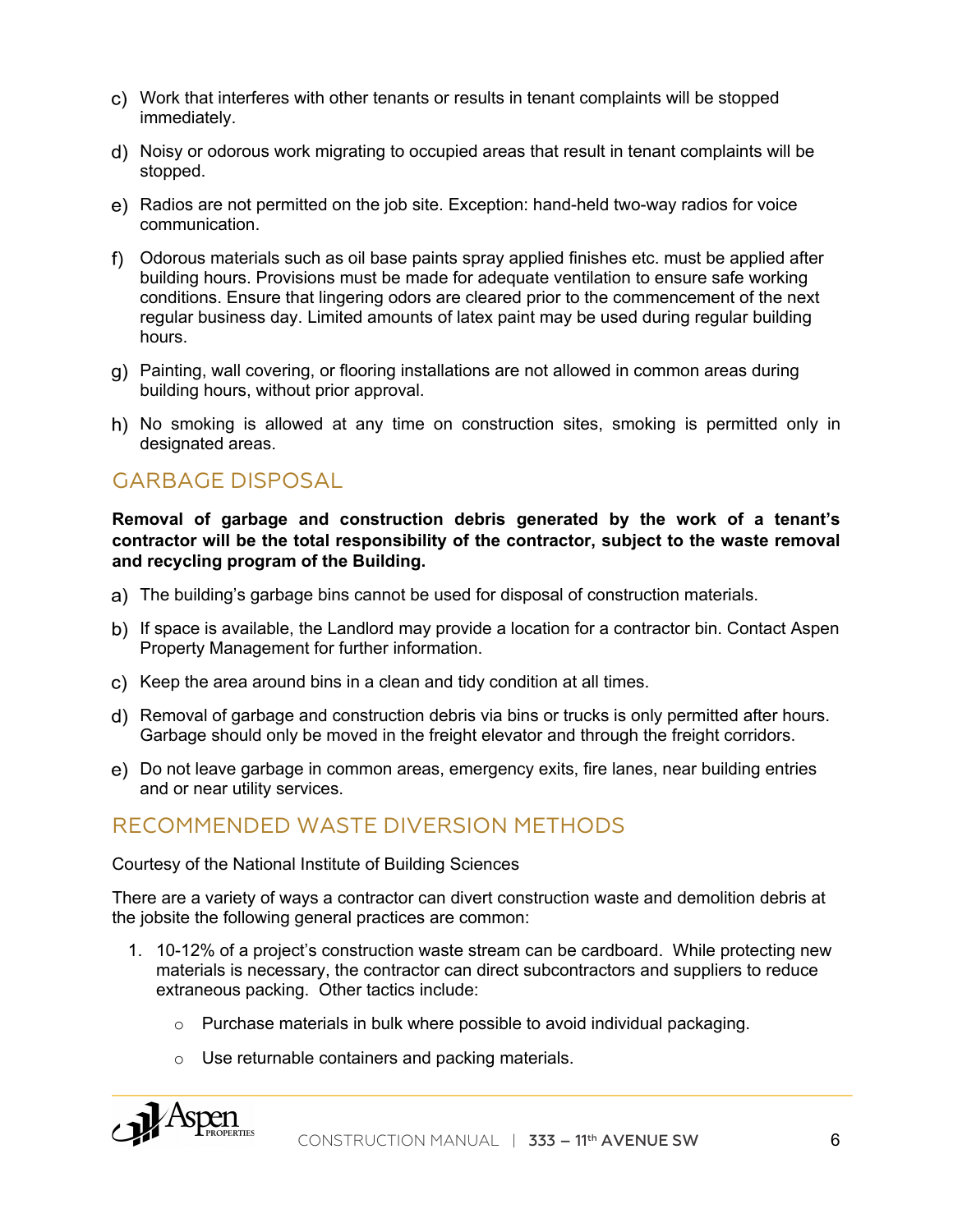c) Work that interferes with other tenants or results in tenant complaints will be stopped immediately.

d) Noisy or odorous work migrating to occupied areas that result in tenant complaints will be stopped.

e) Radios are not permitted on the job site. Exception: hand-held two-way radios for voice communication.

f) Odorous materials such as oil base paints spray applied finishes etc. must be applied after building hours. Provisions must be made for adequate ventilation to ensure safe working conditions. Ensure that lingering odors are cleared prior to the commencement of the next regular business day. Limited amounts of latex paint may be used during regular building hours.

g) Painting, wall covering, or flooring installations are not allowed in common areas during building hours, without prior approval.

h) No smoking is allowed at any time on construction sites, smoking is permitted only in designated areas.

## GARBAGE DISPOSAL

**Removal of garbage and construction debris generated by the work of a tenant's contractor will be the total responsibility of the contractor, subject to the waste removal and recycling program of the Building.**

a) The building's garbage bins cannot be used for disposal of construction materials.

b) If space is available, the Landlord may provide a location for a contractor bin. Contact Aspen Property Management for further information.

c) Keep the area around bins in a clean and tidy condition at all times.

d) Removal of garbage and construction debris via bins or trucks is only permitted after hours. Garbage should only be moved in the freight elevator and through the freight corridors.

e) Do not leave garbage in common areas, emergency exits, fire lanes, near building entries and or near utility services.

## RECOMMENDED WASTE DIVERSION METHODS

Courtesy of the National Institute of Building Sciences

There are a variety of ways a contractor can divert construction waste and demolition debris at the jobsite the following general practices are common:

1. 10-12% of a project's construction waste stream can be cardboard. While protecting new materials is necessary, the contractor can direct subcontractors and suppliers to reduce extraneous packing. Other tactics include:
   - Purchase materials in bulk where possible to avoid individual packaging.
   - Use returnable containers and packing materials.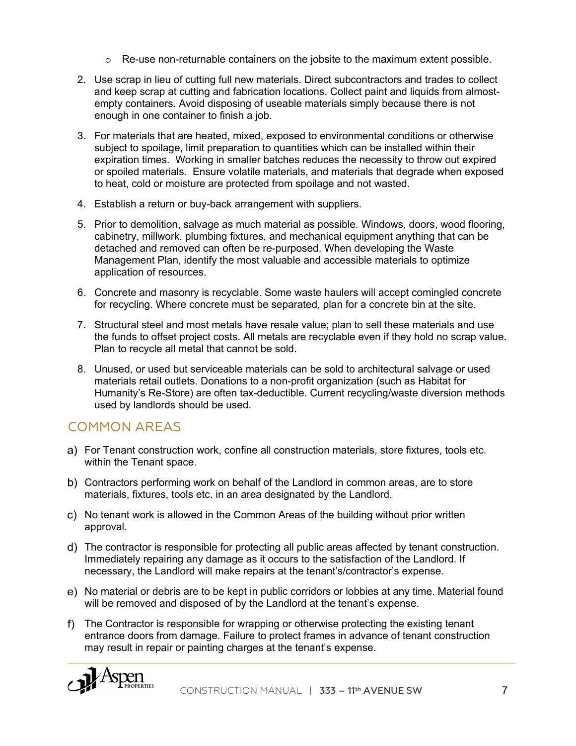- Re-use non-returnable containers on the jobsite to the maximum extent possible.

2. Use scrap in lieu of cutting full new materials. Direct subcontractors and trades to collect and keep scrap at cutting and fabrication locations. Collect paint and liquids from almost-empty containers. Avoid disposing of useable materials simply because there is not enough in one container to finish a job.

3. For materials that are heated, mixed, exposed to environmental conditions or otherwise subject to spoilage, limit preparation to quantities which can be installed within their expiration times. Working in smaller batches reduces the necessity to throw out expired or spoiled materials. Ensure volatile materials, and materials that degrade when exposed to heat, cold or moisture are protected from spoilage and not wasted.

4. Establish a return or buy-back arrangement with suppliers.

5. Prior to demolition, salvage as much material as possible. Windows, doors, wood flooring, cabinetry, millwork, plumbing fixtures, and mechanical equipment anything that can be detached and removed can often be re-purposed. When developing the Waste Management Plan, identify the most valuable and accessible materials to optimize application of resources.

6. Concrete and masonry is recyclable. Some waste haulers will accept comingled concrete for recycling. Where concrete must be separated, plan for a concrete bin at the site.

7. Structural steel and most metals have resale value; plan to sell these materials and use the funds to offset project costs. All metals are recyclable even if they hold no scrap value. Plan to recycle all metal that cannot be sold.

8. Unused, or used but serviceable materials can be sold to architectural salvage or used materials retail outlets. Donations to a non-profit organization (such as Habitat for Humanity's Re-Store) are often tax-deductible. Current recycling/waste diversion methods used by landlords should be used.

## COMMON AREAS

a) For Tenant construction work, confine all construction materials, store fixtures, tools etc. within the Tenant space.

b) Contractors performing work on behalf of the Landlord in common areas, are to store materials, fixtures, tools etc. in an area designated by the Landlord.

c) No tenant work is allowed in the Common Areas of the building without prior written approval.

d) The contractor is responsible for protecting all public areas affected by tenant construction. Immediately repairing any damage as it occurs to the satisfaction of the Landlord. If necessary, the Landlord will make repairs at the tenant's/contractor's expense.

e) No material or debris are to be kept in public corridors or lobbies at any time. Material found will be removed and disposed of by the Landlord at the tenant's expense.

f) The Contractor is responsible for wrapping or otherwise protecting the existing tenant entrance doors from damage. Failure to protect frames in advance of tenant construction may result in repair or painting charges at the tenant's expense.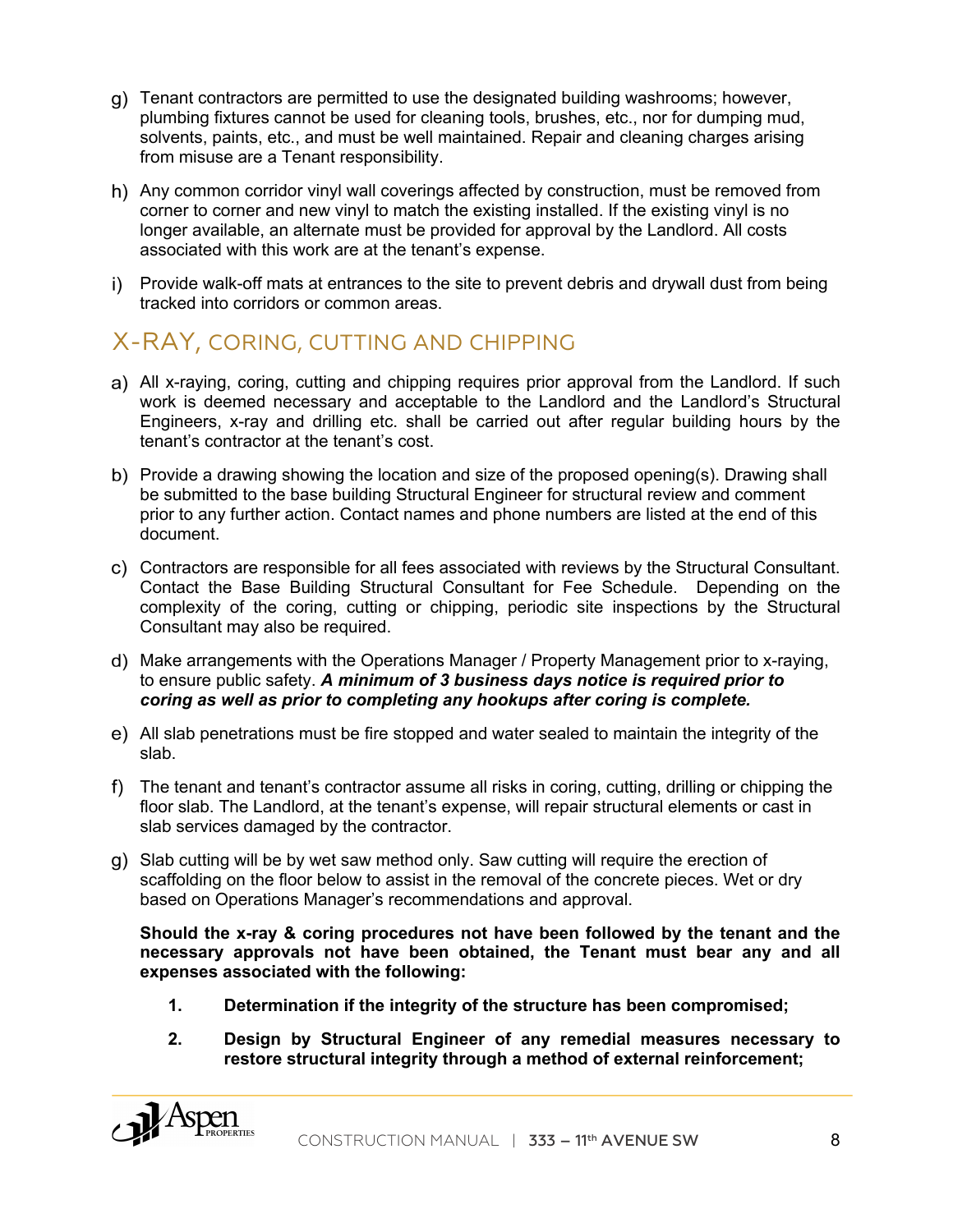g) Tenant contractors are permitted to use the designated building washrooms; however, plumbing fixtures cannot be used for cleaning tools, brushes, etc., nor for dumping mud, solvents, paints, etc., and must be well maintained. Repair and cleaning charges arising from misuse are a Tenant responsibility.

h) Any common corridor vinyl wall coverings affected by construction, must be removed from corner to corner and new vinyl to match the existing installed. If the existing vinyl is no longer available, an alternate must be provided for approval by the Landlord. All costs associated with this work are at the tenant's expense.

i) Provide walk-off mats at entrances to the site to prevent debris and drywall dust from being tracked into corridors or common areas.

## X-RAY, CORING, CUTTING AND CHIPPING

a) All x-raying, coring, cutting and chipping requires prior approval from the Landlord. If such work is deemed necessary and acceptable to the Landlord and the Landlord's Structural Engineers, x-ray and drilling etc. shall be carried out after regular building hours by the tenant's contractor at the tenant's cost.

b) Provide a drawing showing the location and size of the proposed opening(s). Drawing shall be submitted to the base building Structural Engineer for structural review and comment prior to any further action. Contact names and phone numbers are listed at the end of this document.

c) Contractors are responsible for all fees associated with reviews by the Structural Consultant. Contact the Base Building Structural Consultant for Fee Schedule. Depending on the complexity of the coring, cutting or chipping, periodic site inspections by the Structural Consultant may also be required.

d) Make arrangements with the Operations Manager / Property Management prior to x-raying, to ensure public safety. ***A minimum of 3 business days notice is required prior to coring as well as prior to completing any hookups after coring is complete.***

e) All slab penetrations must be fire stopped and water sealed to maintain the integrity of the slab.

f) The tenant and tenant's contractor assume all risks in coring, cutting, drilling or chipping the floor slab. The Landlord, at the tenant's expense, will repair structural elements or cast in slab services damaged by the contractor.

g) Slab cutting will be by wet saw method only. Saw cutting will require the erection of scaffolding on the floor below to assist in the removal of the concrete pieces. Wet or dry based on Operations Manager's recommendations and approval.

**Should the x-ray & coring procedures not have been followed by the tenant and the necessary approvals not have been obtained, the Tenant must bear any and all expenses associated with the following:**

1. **Determination if the integrity of the structure has been compromised;**
2. **Design by Structural Engineer of any remedial measures necessary to restore structural integrity through a method of external reinforcement;**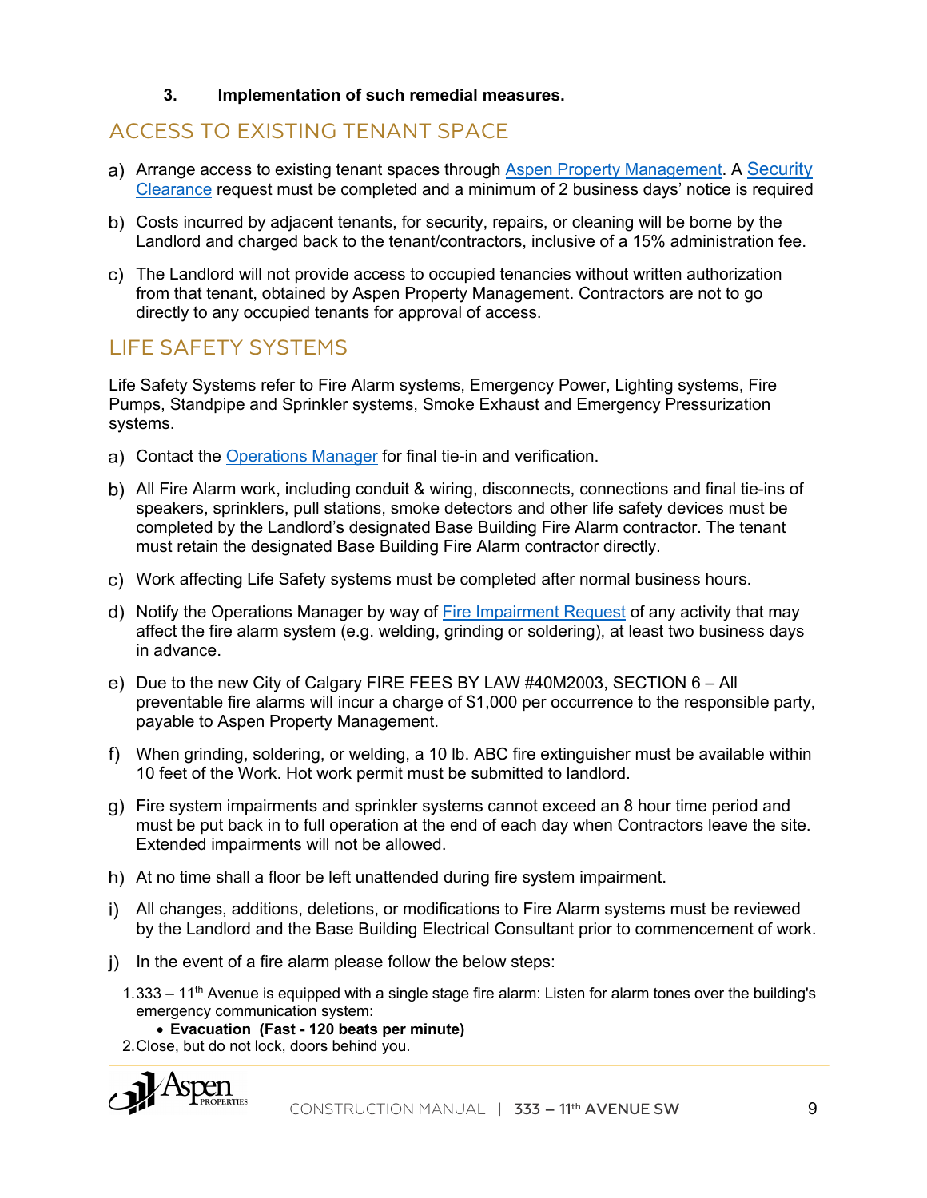**3. Implementation of such remedial measures.**

## ACCESS TO EXISTING TENANT SPACE

a) Arrange access to existing tenant spaces through Aspen Property Management. A Security Clearance request must be completed and a minimum of 2 business days' notice is required

b) Costs incurred by adjacent tenants, for security, repairs, or cleaning will be borne by the Landlord and charged back to the tenant/contractors, inclusive of a 15% administration fee.

c) The Landlord will not provide access to occupied tenancies without written authorization from that tenant, obtained by Aspen Property Management. Contractors are not to go directly to any occupied tenants for approval of access.

## LIFE SAFETY SYSTEMS

Life Safety Systems refer to Fire Alarm systems, Emergency Power, Lighting systems, Fire Pumps, Standpipe and Sprinkler systems, Smoke Exhaust and Emergency Pressurization systems.

a) Contact the Operations Manager for final tie-in and verification.

b) All Fire Alarm work, including conduit & wiring, disconnects, connections and final tie-ins of speakers, sprinklers, pull stations, smoke detectors and other life safety devices must be completed by the Landlord's designated Base Building Fire Alarm contractor. The tenant must retain the designated Base Building Fire Alarm contractor directly.

c) Work affecting Life Safety systems must be completed after normal business hours.

d) Notify the Operations Manager by way of Fire Impairment Request of any activity that may affect the fire alarm system (e.g. welding, grinding or soldering), at least two business days in advance.

e) Due to the new City of Calgary FIRE FEES BY LAW #40M2003, SECTION 6 – All preventable fire alarms will incur a charge of $1,000 per occurrence to the responsible party, payable to Aspen Property Management.

f) When grinding, soldering, or welding, a 10 lb. ABC fire extinguisher must be available within 10 feet of the Work. Hot work permit must be submitted to landlord.

g) Fire system impairments and sprinkler systems cannot exceed an 8 hour time period and must be put back in to full operation at the end of each day when Contractors leave the site. Extended impairments will not be allowed.

h) At no time shall a floor be left unattended during fire system impairment.

i) All changes, additions, deletions, or modifications to Fire Alarm systems must be reviewed by the Landlord and the Base Building Electrical Consultant prior to commencement of work.

j) In the event of a fire alarm please follow the below steps:

1. 333 – 11th Avenue is equipped with a single stage fire alarm: Listen for alarm tones over the building's emergency communication system:
   - **Evacuation (Fast - 120 beats per minute)**
2. Close, but do not lock, doors behind you.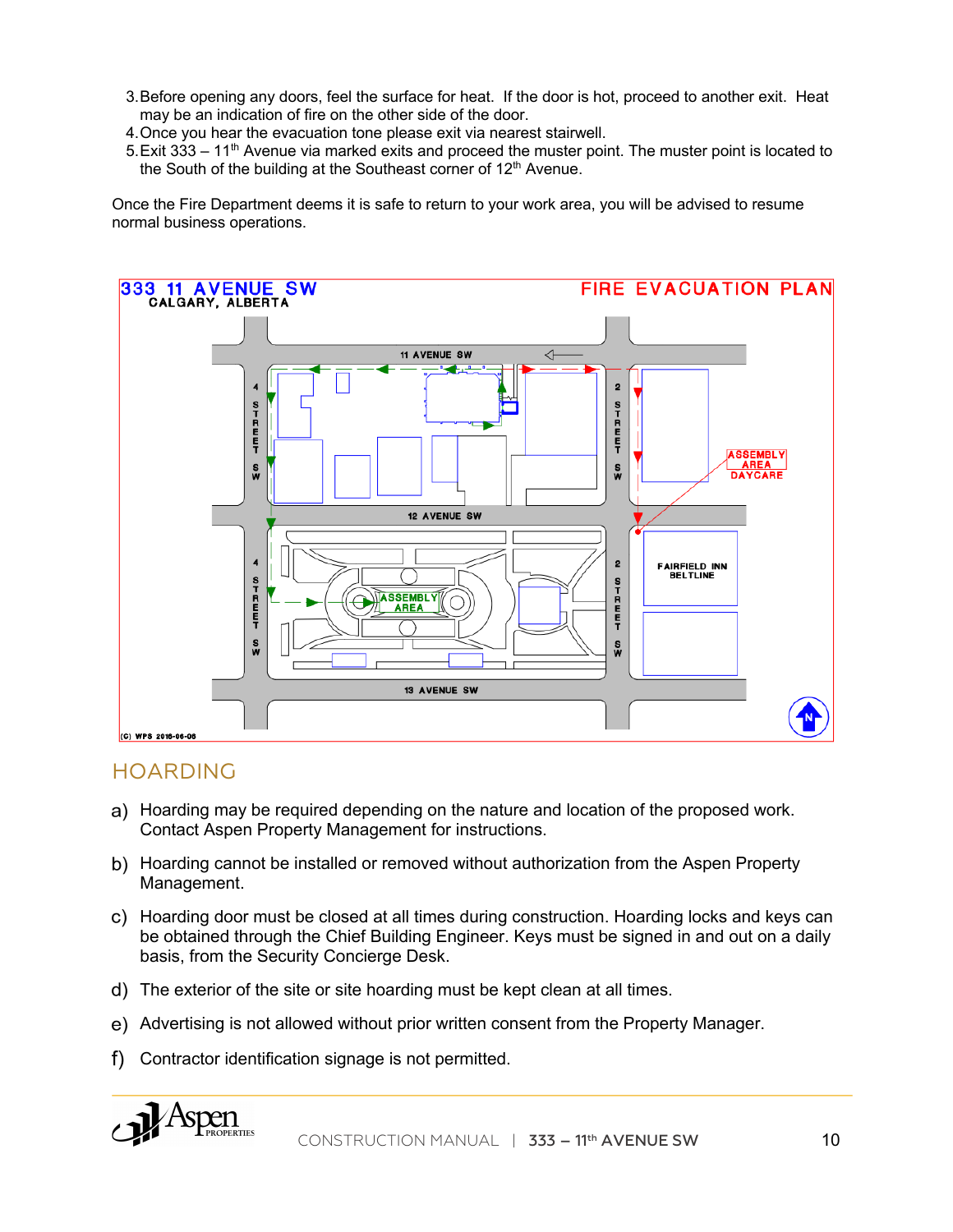3. Before opening any doors, feel the surface for heat. If the door is hot, proceed to another exit. Heat may be an indication of fire on the other side of the door.
4. Once you hear the evacuation tone please exit via nearest stairwell.
5. Exit 333 – 11th Avenue via marked exits and proceed the muster point. The muster point is located to the South of the building at the Southeast corner of 12th Avenue.

Once the Fire Department deems it is safe to return to your work area, you will be advised to resume normal business operations.

333 11 AVENUE SW
CALGARY, ALBERTA

FIRE EVACUATION PLAN

11 AVENUE SW

12 AVENUE SW

13 AVENUE SW

4 STREET SW

2 STREET SW

ASSEMBLY AREA

ASSEMBLY AREA DAYCARE

FAIRFIELD INN BELTLINE

(C) WPS 2016-06-06

## HOARDING

a) Hoarding may be required depending on the nature and location of the proposed work. Contact Aspen Property Management for instructions.

b) Hoarding cannot be installed or removed without authorization from the Aspen Property Management.

c) Hoarding door must be closed at all times during construction. Hoarding locks and keys can be obtained through the Chief Building Engineer. Keys must be signed in and out on a daily basis, from the Security Concierge Desk.

d) The exterior of the site or site hoarding must be kept clean at all times.

e) Advertising is not allowed without prior written consent from the Property Manager.

f) Contractor identification signage is not permitted.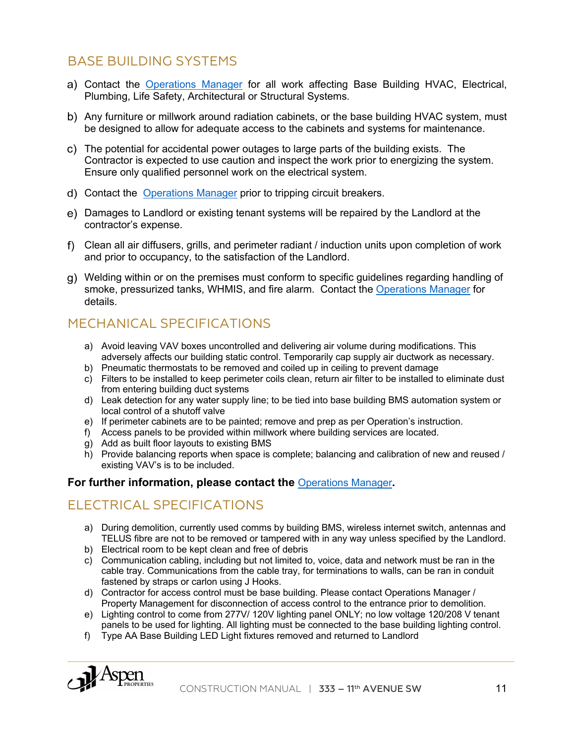## BASE BUILDING SYSTEMS

a) Contact the Operations Manager for all work affecting Base Building HVAC, Electrical, Plumbing, Life Safety, Architectural or Structural Systems.

b) Any furniture or millwork around radiation cabinets, or the base building HVAC system, must be designed to allow for adequate access to the cabinets and systems for maintenance.

c) The potential for accidental power outages to large parts of the building exists. The Contractor is expected to use caution and inspect the work prior to energizing the system. Ensure only qualified personnel work on the electrical system.

d) Contact the Operations Manager prior to tripping circuit breakers.

e) Damages to Landlord or existing tenant systems will be repaired by the Landlord at the contractor's expense.

f) Clean all air diffusers, grills, and perimeter radiant / induction units upon completion of work and prior to occupancy, to the satisfaction of the Landlord.

g) Welding within or on the premises must conform to specific guidelines regarding handling of smoke, pressurized tanks, WHMIS, and fire alarm. Contact the Operations Manager for details.

## MECHANICAL SPECIFICATIONS

a) Avoid leaving VAV boxes uncontrolled and delivering air volume during modifications. This adversely affects our building static control. Temporarily cap supply air ductwork as necessary.
b) Pneumatic thermostats to be removed and coiled up in ceiling to prevent damage
c) Filters to be installed to keep perimeter coils clean, return air filter to be installed to eliminate dust from entering building duct systems
d) Leak detection for any water supply line; to be tied into base building BMS automation system or local control of a shutoff valve
e) If perimeter cabinets are to be painted; remove and prep as per Operation's instruction.
f) Access panels to be provided within millwork where building services are located.
g) Add as built floor layouts to existing BMS
h) Provide balancing reports when space is complete; balancing and calibration of new and reused / existing VAV's is to be included.

**For further information, please contact the Operations Manager.**

## ELECTRICAL SPECIFICATIONS

a) During demolition, currently used comms by building BMS, wireless internet switch, antennas and TELUS fibre are not to be removed or tampered with in any way unless specified by the Landlord.
b) Electrical room to be kept clean and free of debris
c) Communication cabling, including but not limited to, voice, data and network must be ran in the cable tray. Communications from the cable tray, for terminations to walls, can be ran in conduit fastened by straps or carlon using J Hooks.
d) Contractor for access control must be base building. Please contact Operations Manager / Property Management for disconnection of access control to the entrance prior to demolition.
e) Lighting control to come from 277V/ 120V lighting panel ONLY; no low voltage 120/208 V tenant panels to be used for lighting. All lighting must be connected to the base building lighting control.
f) Type AA Base Building LED Light fixtures removed and returned to Landlord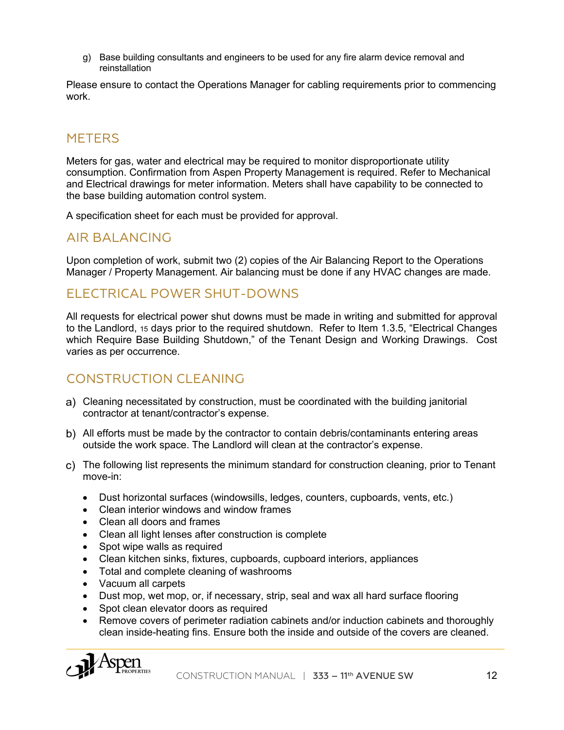g) Base building consultants and engineers to be used for any fire alarm device removal and reinstallation

Please ensure to contact the Operations Manager for cabling requirements prior to commencing work.

## METERS

Meters for gas, water and electrical may be required to monitor disproportionate utility consumption. Confirmation from Aspen Property Management is required. Refer to Mechanical and Electrical drawings for meter information. Meters shall have capability to be connected to the base building automation control system.

A specification sheet for each must be provided for approval.

## AIR BALANCING

Upon completion of work, submit two (2) copies of the Air Balancing Report to the Operations Manager / Property Management. Air balancing must be done if any HVAC changes are made.

## ELECTRICAL POWER SHUT-DOWNS

All requests for electrical power shut downs must be made in writing and submitted for approval to the Landlord, 15 days prior to the required shutdown. Refer to Item 1.3.5, "Electrical Changes which Require Base Building Shutdown," of the Tenant Design and Working Drawings. Cost varies as per occurrence.

## CONSTRUCTION CLEANING

a) Cleaning necessitated by construction, must be coordinated with the building janitorial contractor at tenant/contractor's expense.

b) All efforts must be made by the contractor to contain debris/contaminants entering areas outside the work space. The Landlord will clean at the contractor's expense.

c) The following list represents the minimum standard for construction cleaning, prior to Tenant move-in:

- Dust horizontal surfaces (windowsills, ledges, counters, cupboards, vents, etc.)
- Clean interior windows and window frames
- Clean all doors and frames
- Clean all light lenses after construction is complete
- Spot wipe walls as required
- Clean kitchen sinks, fixtures, cupboards, cupboard interiors, appliances
- Total and complete cleaning of washrooms
- Vacuum all carpets
- Dust mop, wet mop, or, if necessary, strip, seal and wax all hard surface flooring
- Spot clean elevator doors as required
- Remove covers of perimeter radiation cabinets and/or induction cabinets and thoroughly clean inside-heating fins. Ensure both the inside and outside of the covers are cleaned.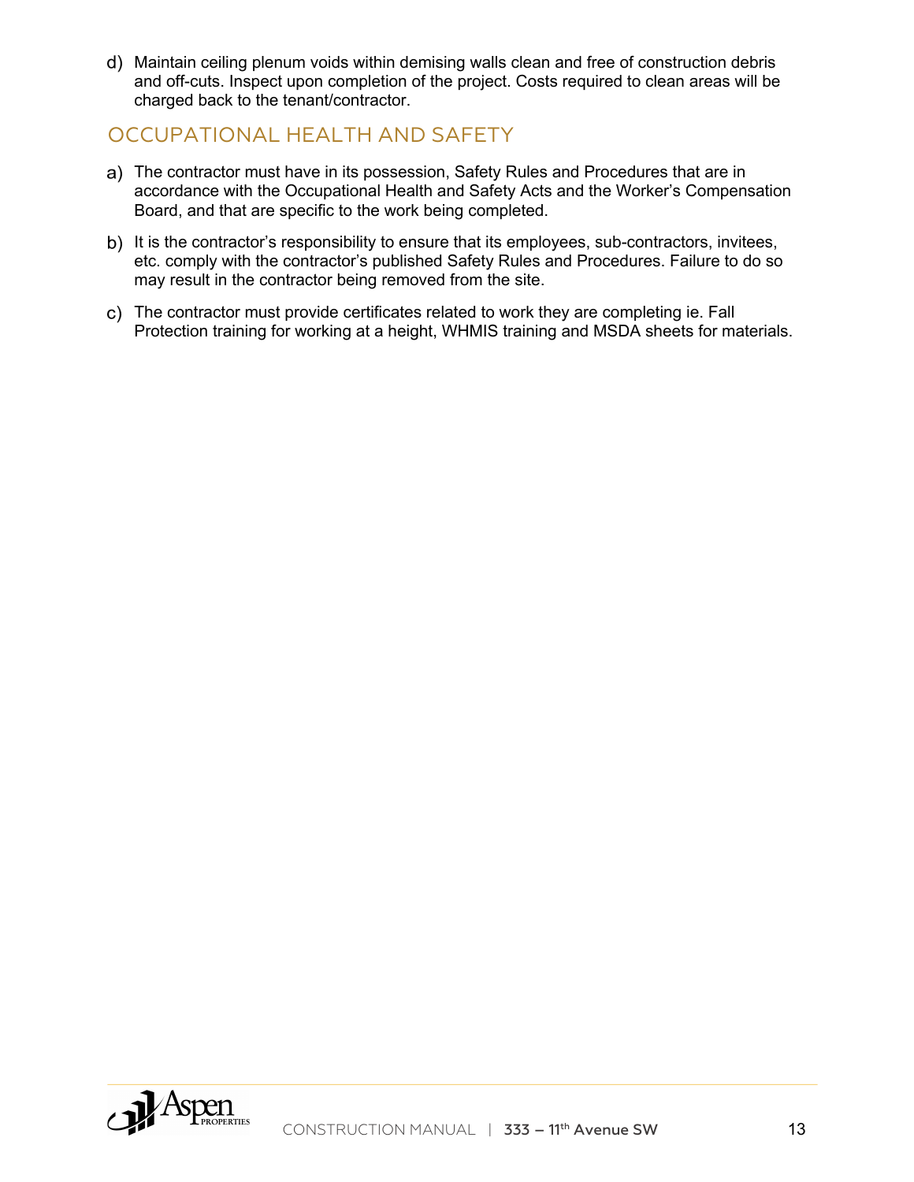d) Maintain ceiling plenum voids within demising walls clean and free of construction debris and off-cuts. Inspect upon completion of the project. Costs required to clean areas will be charged back to the tenant/contractor.

## OCCUPATIONAL HEALTH AND SAFETY

a) The contractor must have in its possession, Safety Rules and Procedures that are in accordance with the Occupational Health and Safety Acts and the Worker's Compensation Board, and that are specific to the work being completed.

b) It is the contractor's responsibility to ensure that its employees, sub-contractors, invitees, etc. comply with the contractor's published Safety Rules and Procedures. Failure to do so may result in the contractor being removed from the site.

c) The contractor must provide certificates related to work they are completing ie. Fall Protection training for working at a height, WHMIS training and MSDA sheets for materials.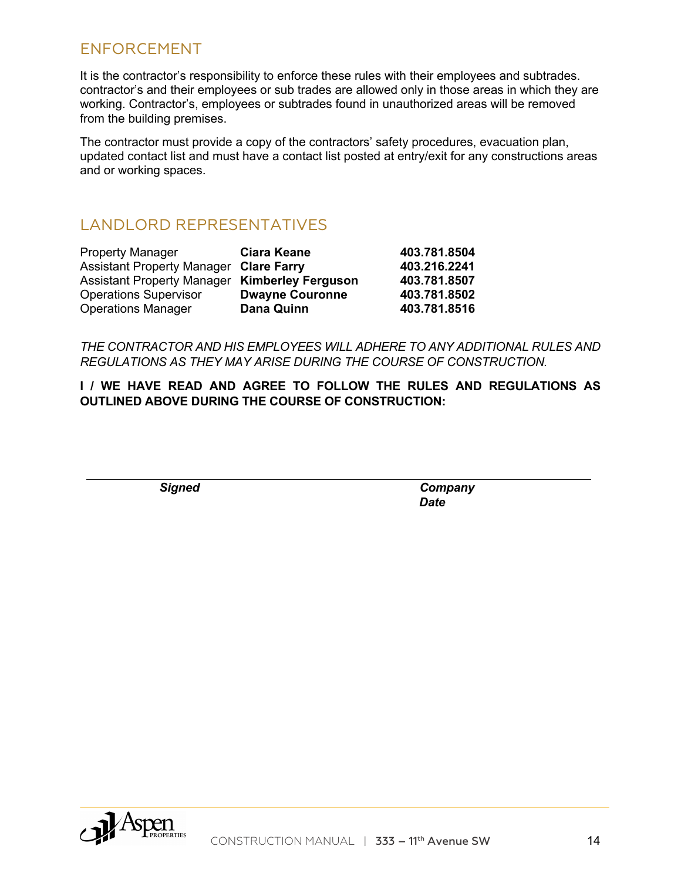## ENFORCEMENT

It is the contractor's responsibility to enforce these rules with their employees and subtrades. contractor's and their employees or sub trades are allowed only in those areas in which they are working. Contractor's, employees or subtrades found in unauthorized areas will be removed from the building premises.

The contractor must provide a copy of the contractors' safety procedures, evacuation plan, updated contact list and must have a contact list posted at entry/exit for any constructions areas and or working spaces.

## LANDLORD REPRESENTATIVES

| | | |
|---|---|---|
| Property Manager | **Ciara Keane** | **403.781.8504** |
| Assistant Property Manager | **Clare Farry** | **403.216.2241** |
| Assistant Property Manager | **Kimberley Ferguson** | **403.781.8507** |
| Operations Supervisor | **Dwayne Couronne** | **403.781.8502** |
| Operations Manager | **Dana Quinn** | **403.781.8516** |

*THE CONTRACTOR AND HIS EMPLOYEES WILL ADHERE TO ANY ADDITIONAL RULES AND REGULATIONS AS THEY MAY ARISE DURING THE COURSE OF CONSTRUCTION.*

**I / WE HAVE READ AND AGREE TO FOLLOW THE RULES AND REGULATIONS AS OUTLINED ABOVE DURING THE COURSE OF CONSTRUCTION:**

______________________________________________________________________

***Signed*** ***Company***

***Date***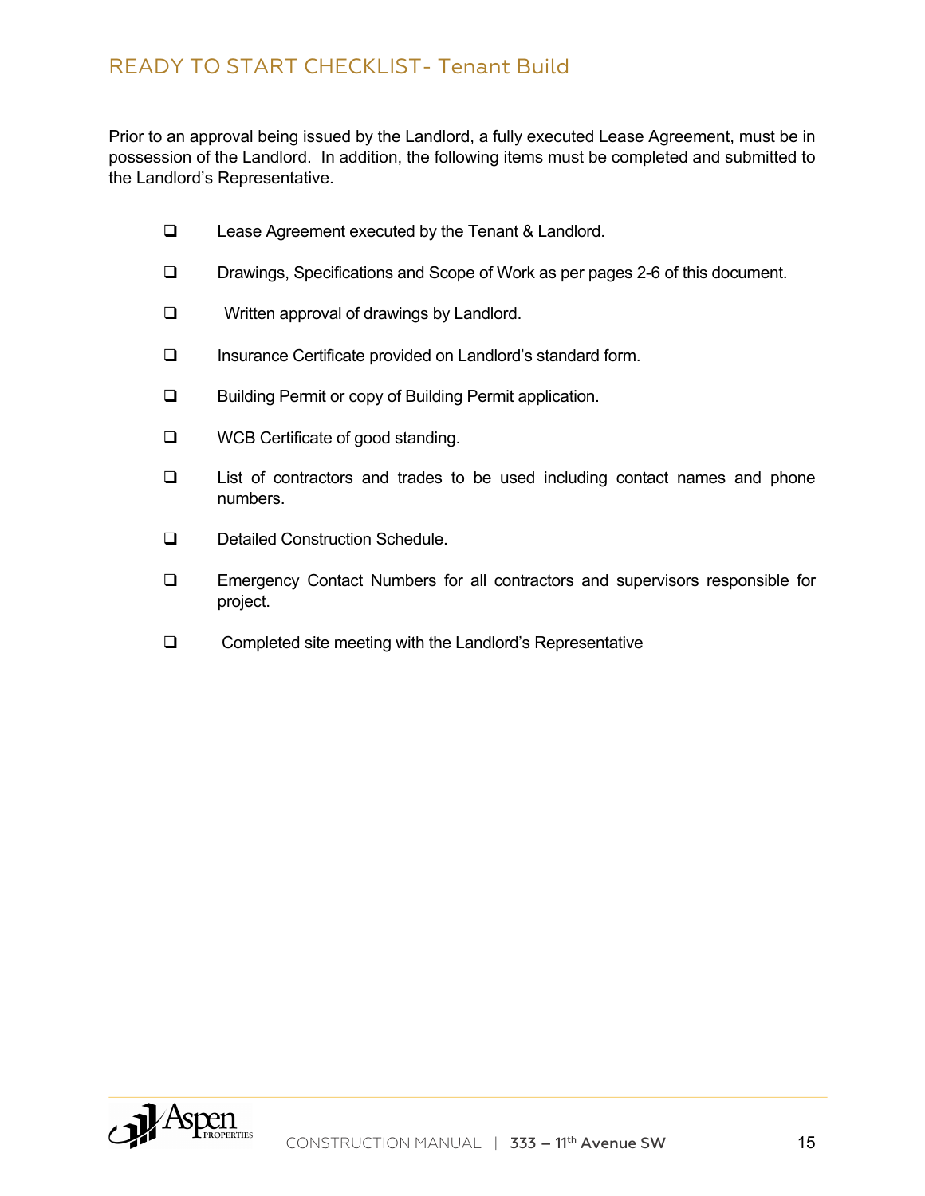# READY TO START CHECKLIST- Tenant Build

Prior to an approval being issued by the Landlord, a fully executed Lease Agreement, must be in possession of the Landlord. In addition, the following items must be completed and submitted to the Landlord's Representative.

- ❑ Lease Agreement executed by the Tenant & Landlord.
- ❑ Drawings, Specifications and Scope of Work as per pages 2-6 of this document.
- ❑ Written approval of drawings by Landlord.
- ❑ Insurance Certificate provided on Landlord's standard form.
- ❑ Building Permit or copy of Building Permit application.
- ❑ WCB Certificate of good standing.
- ❑ List of contractors and trades to be used including contact names and phone numbers.
- ❑ Detailed Construction Schedule.
- ❑ Emergency Contact Numbers for all contractors and supervisors responsible for project.
- ❑ Completed site meeting with the Landlord's Representative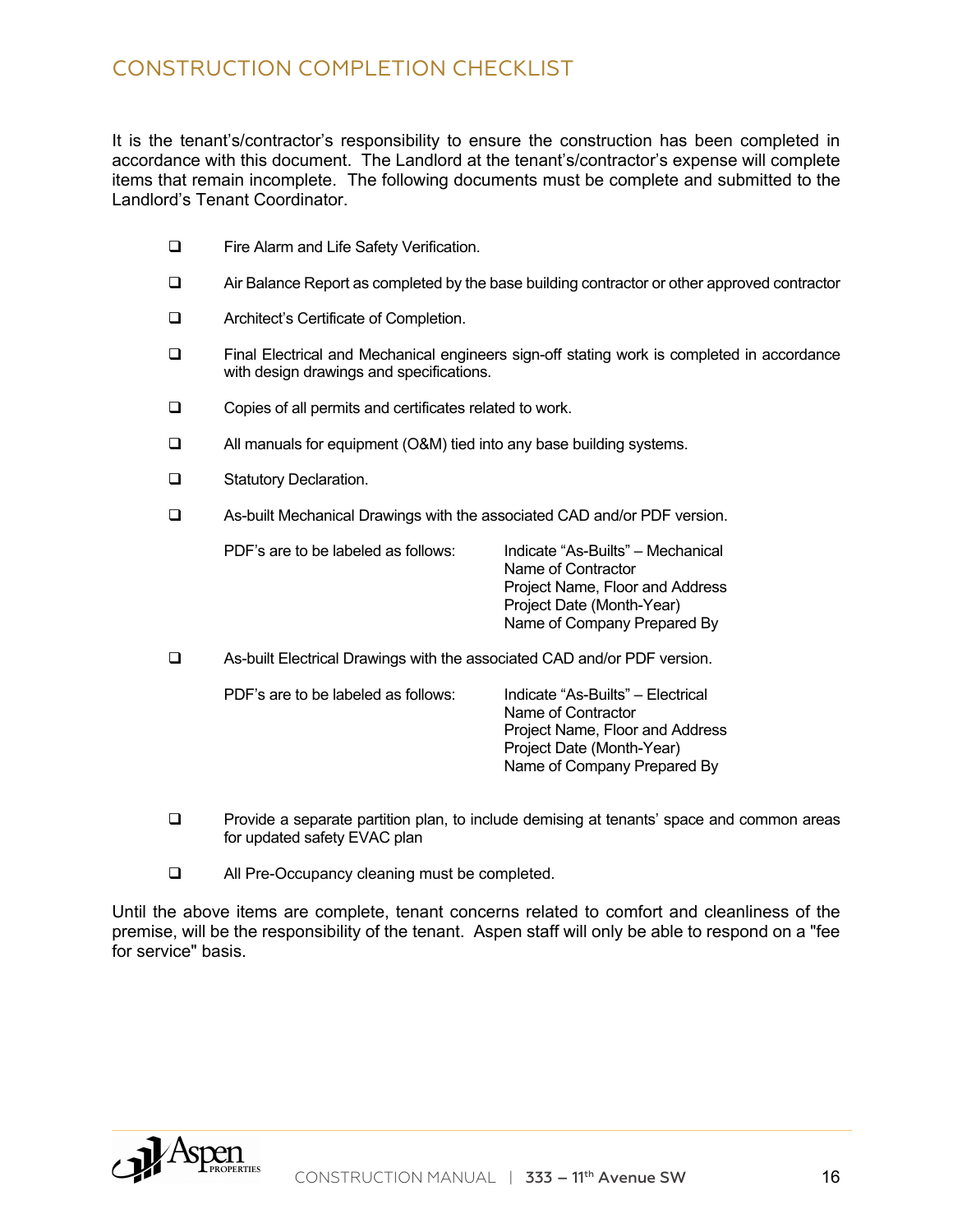# CONSTRUCTION COMPLETION CHECKLIST

It is the tenant's/contractor's responsibility to ensure the construction has been completed in accordance with this document. The Landlord at the tenant's/contractor's expense will complete items that remain incomplete. The following documents must be complete and submitted to the Landlord's Tenant Coordinator.

- [ ] Fire Alarm and Life Safety Verification.
- [ ] Air Balance Report as completed by the base building contractor or other approved contractor
- [ ] Architect's Certificate of Completion.
- [ ] Final Electrical and Mechanical engineers sign-off stating work is completed in accordance with design drawings and specifications.
- [ ] Copies of all permits and certificates related to work.
- [ ] All manuals for equipment (O&M) tied into any base building systems.
- [ ] Statutory Declaration.
- [ ] As-built Mechanical Drawings with the associated CAD and/or PDF version.

  PDF's are to be labeled as follows:
  - Indicate "As-Builts" – Mechanical
  - Name of Contractor
  - Project Name, Floor and Address
  - Project Date (Month-Year)
  - Name of Company Prepared By
- [ ] As-built Electrical Drawings with the associated CAD and/or PDF version.

  PDF's are to be labeled as follows:
  - Indicate "As-Builts" – Electrical
  - Name of Contractor
  - Project Name, Floor and Address
  - Project Date (Month-Year)
  - Name of Company Prepared By
- [ ] Provide a separate partition plan, to include demising at tenants' space and common areas for updated safety EVAC plan
- [ ] All Pre-Occupancy cleaning must be completed.

Until the above items are complete, tenant concerns related to comfort and cleanliness of the premise, will be the responsibility of the tenant. Aspen staff will only be able to respond on a "fee for service" basis.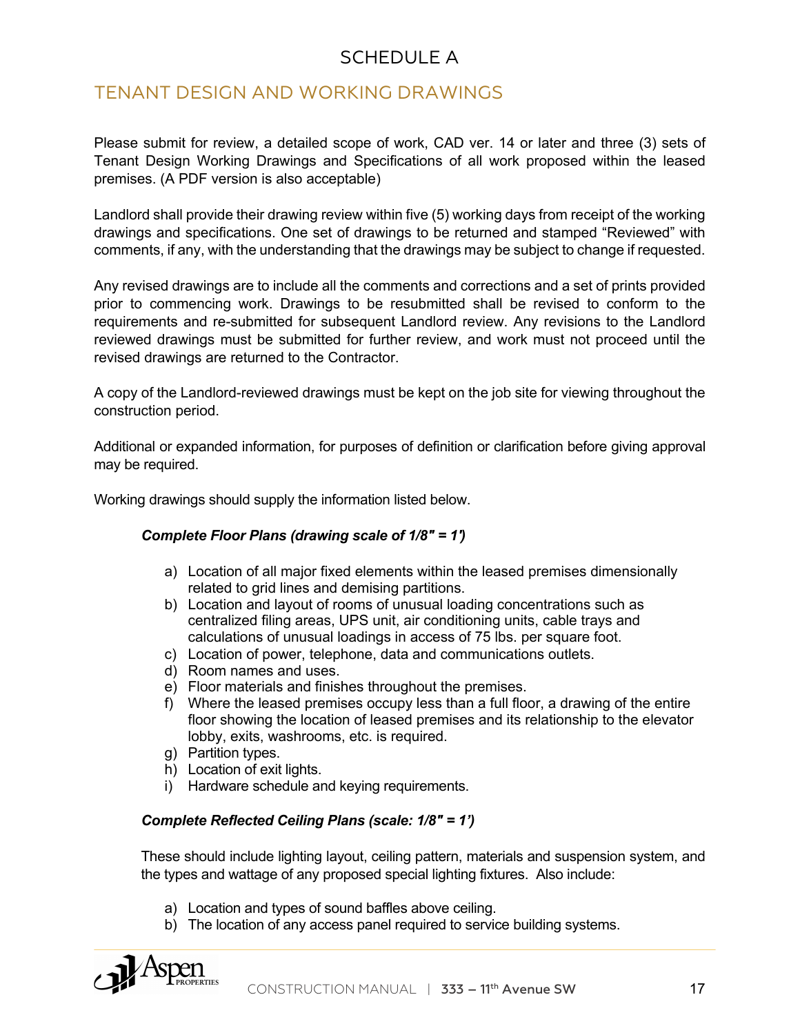# SCHEDULE A

## TENANT DESIGN AND WORKING DRAWINGS

Please submit for review, a detailed scope of work, CAD ver. 14 or later and three (3) sets of Tenant Design Working Drawings and Specifications of all work proposed within the leased premises. (A PDF version is also acceptable)

Landlord shall provide their drawing review within five (5) working days from receipt of the working drawings and specifications. One set of drawings to be returned and stamped "Reviewed" with comments, if any, with the understanding that the drawings may be subject to change if requested.

Any revised drawings are to include all the comments and corrections and a set of prints provided prior to commencing work. Drawings to be resubmitted shall be revised to conform to the requirements and re-submitted for subsequent Landlord review. Any revisions to the Landlord reviewed drawings must be submitted for further review, and work must not proceed until the revised drawings are returned to the Contractor.

A copy of the Landlord-reviewed drawings must be kept on the job site for viewing throughout the construction period.

Additional or expanded information, for purposes of definition or clarification before giving approval may be required.

Working drawings should supply the information listed below.

***Complete Floor Plans (drawing scale of 1/8" = 1')***

a) Location of all major fixed elements within the leased premises dimensionally related to grid lines and demising partitions.
b) Location and layout of rooms of unusual loading concentrations such as centralized filing areas, UPS unit, air conditioning units, cable trays and calculations of unusual loadings in access of 75 lbs. per square foot.
c) Location of power, telephone, data and communications outlets.
d) Room names and uses.
e) Floor materials and finishes throughout the premises.
f) Where the leased premises occupy less than a full floor, a drawing of the entire floor showing the location of leased premises and its relationship to the elevator lobby, exits, washrooms, etc. is required.
g) Partition types.
h) Location of exit lights.
i) Hardware schedule and keying requirements.

***Complete Reflected Ceiling Plans (scale: 1/8" = 1')***

These should include lighting layout, ceiling pattern, materials and suspension system, and the types and wattage of any proposed special lighting fixtures. Also include:

a) Location and types of sound baffles above ceiling.
b) The location of any access panel required to service building systems.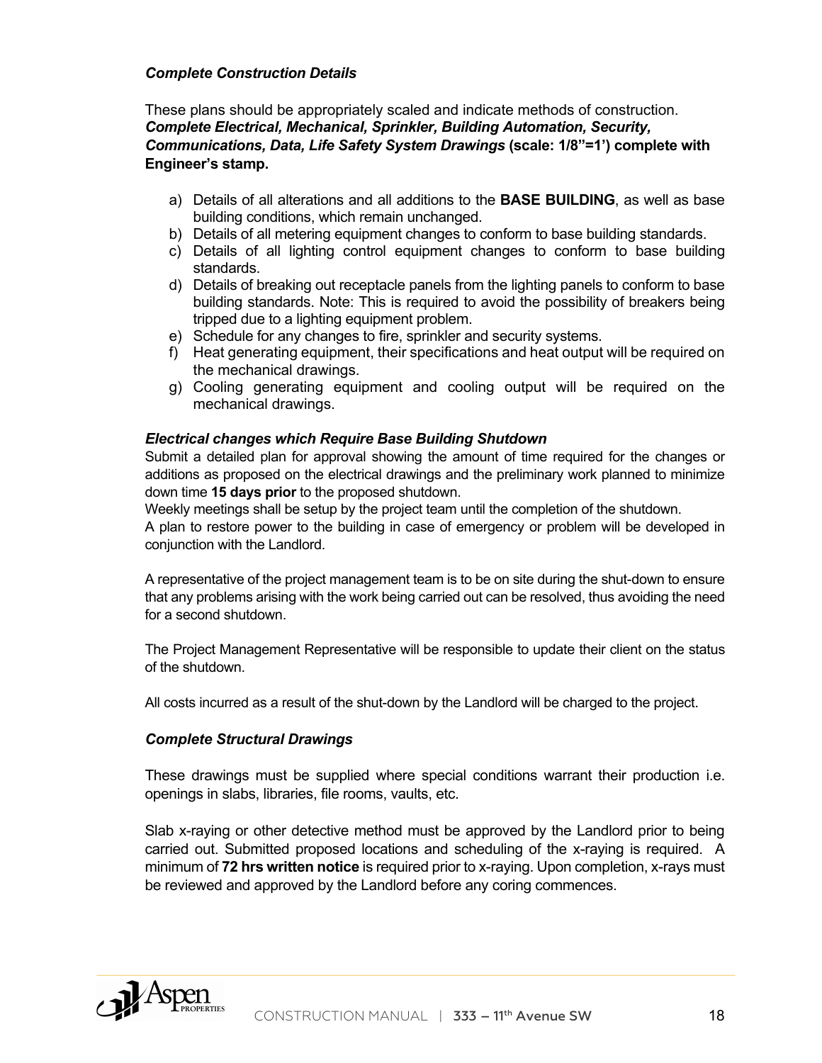***Complete Construction Details***

These plans should be appropriately scaled and indicate methods of construction.
***Complete Electrical, Mechanical, Sprinkler, Building Automation, Security, Communications, Data, Life Safety System Drawings* (scale: 1/8"=1') complete with Engineer's stamp.**

a) Details of all alterations and all additions to the **BASE BUILDING**, as well as base building conditions, which remain unchanged.
b) Details of all metering equipment changes to conform to base building standards.
c) Details of all lighting control equipment changes to conform to base building standards.
d) Details of breaking out receptacle panels from the lighting panels to conform to base building standards. Note: This is required to avoid the possibility of breakers being tripped due to a lighting equipment problem.
e) Schedule for any changes to fire, sprinkler and security systems.
f) Heat generating equipment, their specifications and heat output will be required on the mechanical drawings.
g) Cooling generating equipment and cooling output will be required on the mechanical drawings.

***Electrical changes which Require Base Building Shutdown***

Submit a detailed plan for approval showing the amount of time required for the changes or additions as proposed on the electrical drawings and the preliminary work planned to minimize down time **15 days prior** to the proposed shutdown.

Weekly meetings shall be setup by the project team until the completion of the shutdown.

A plan to restore power to the building in case of emergency or problem will be developed in conjunction with the Landlord.

A representative of the project management team is to be on site during the shut-down to ensure that any problems arising with the work being carried out can be resolved, thus avoiding the need for a second shutdown.

The Project Management Representative will be responsible to update their client on the status of the shutdown.

All costs incurred as a result of the shut-down by the Landlord will be charged to the project.

***Complete Structural Drawings***

These drawings must be supplied where special conditions warrant their production i.e. openings in slabs, libraries, file rooms, vaults, etc.

Slab x-raying or other detective method must be approved by the Landlord prior to being carried out. Submitted proposed locations and scheduling of the x-raying is required. A minimum of **72 hrs written notice** is required prior to x-raying. Upon completion, x-rays must be reviewed and approved by the Landlord before any coring commences.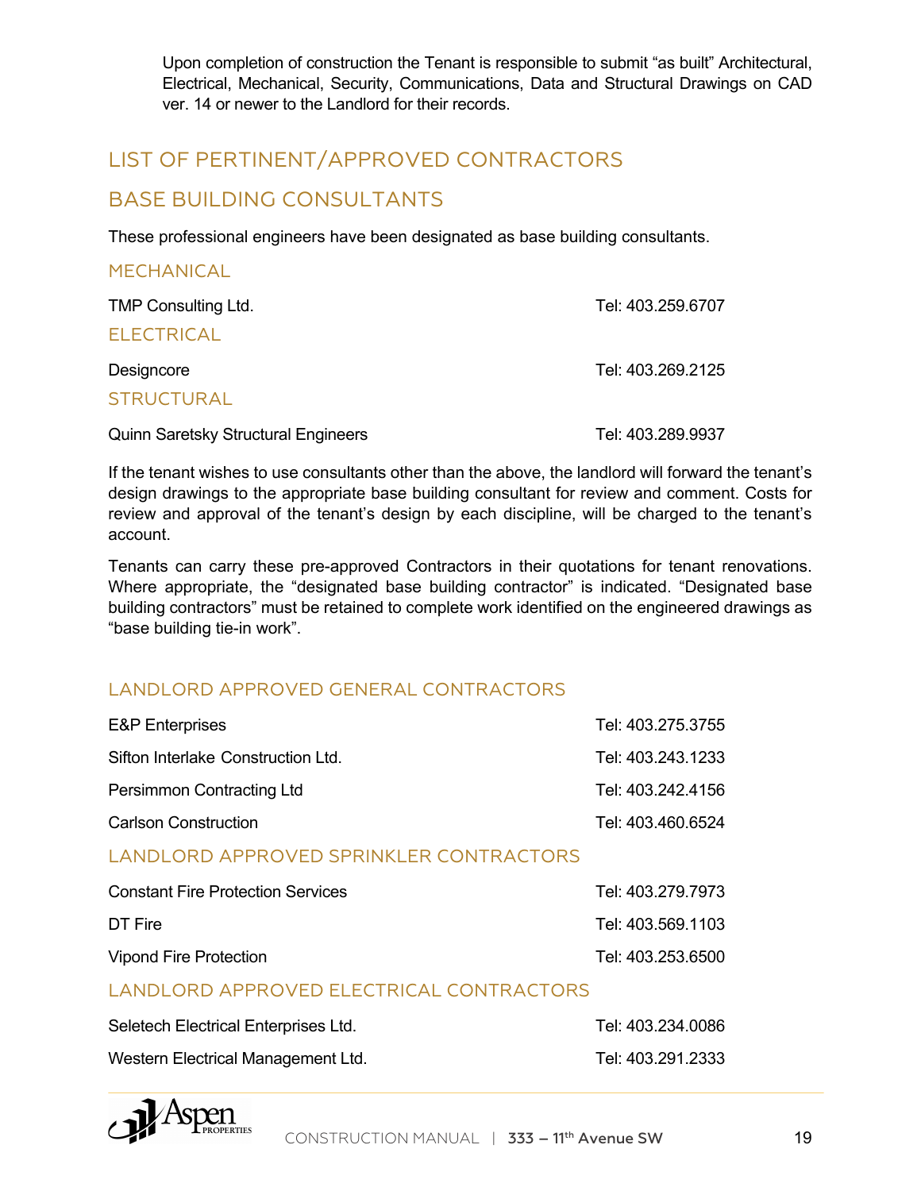Upon completion of construction the Tenant is responsible to submit "as built" Architectural, Electrical, Mechanical, Security, Communications, Data and Structural Drawings on CAD ver. 14 or newer to the Landlord for their records.

## LIST OF PERTINENT/APPROVED CONTRACTORS

## BASE BUILDING CONSULTANTS

These professional engineers have been designated as base building consultants.

### MECHANICAL

TMP Consulting Ltd. Tel: 403.259.6707

### ELECTRICAL

Designcore Tel: 403.269.2125

### STRUCTURAL

Quinn Saretsky Structural Engineers Tel: 403.289.9937

If the tenant wishes to use consultants other than the above, the landlord will forward the tenant's design drawings to the appropriate base building consultant for review and comment. Costs for review and approval of the tenant's design by each discipline, will be charged to the tenant's account.

Tenants can carry these pre-approved Contractors in their quotations for tenant renovations. Where appropriate, the "designated base building contractor" is indicated. "Designated base building contractors" must be retained to complete work identified on the engineered drawings as "base building tie-in work".

### LANDLORD APPROVED GENERAL CONTRACTORS

E&P Enterprises Tel: 403.275.3755

Sifton Interlake Construction Ltd. Tel: 403.243.1233

Persimmon Contracting Ltd Tel: 403.242.4156

Carlson Construction Tel: 403.460.6524

### LANDLORD APPROVED SPRINKLER CONTRACTORS

Constant Fire Protection Services Tel: 403.279.7973

DT Fire Tel: 403.569.1103

Vipond Fire Protection Tel: 403.253.6500

### LANDLORD APPROVED ELECTRICAL CONTRACTORS

Seletech Electrical Enterprises Ltd. Tel: 403.234.0086

Western Electrical Management Ltd. Tel: 403.291.2333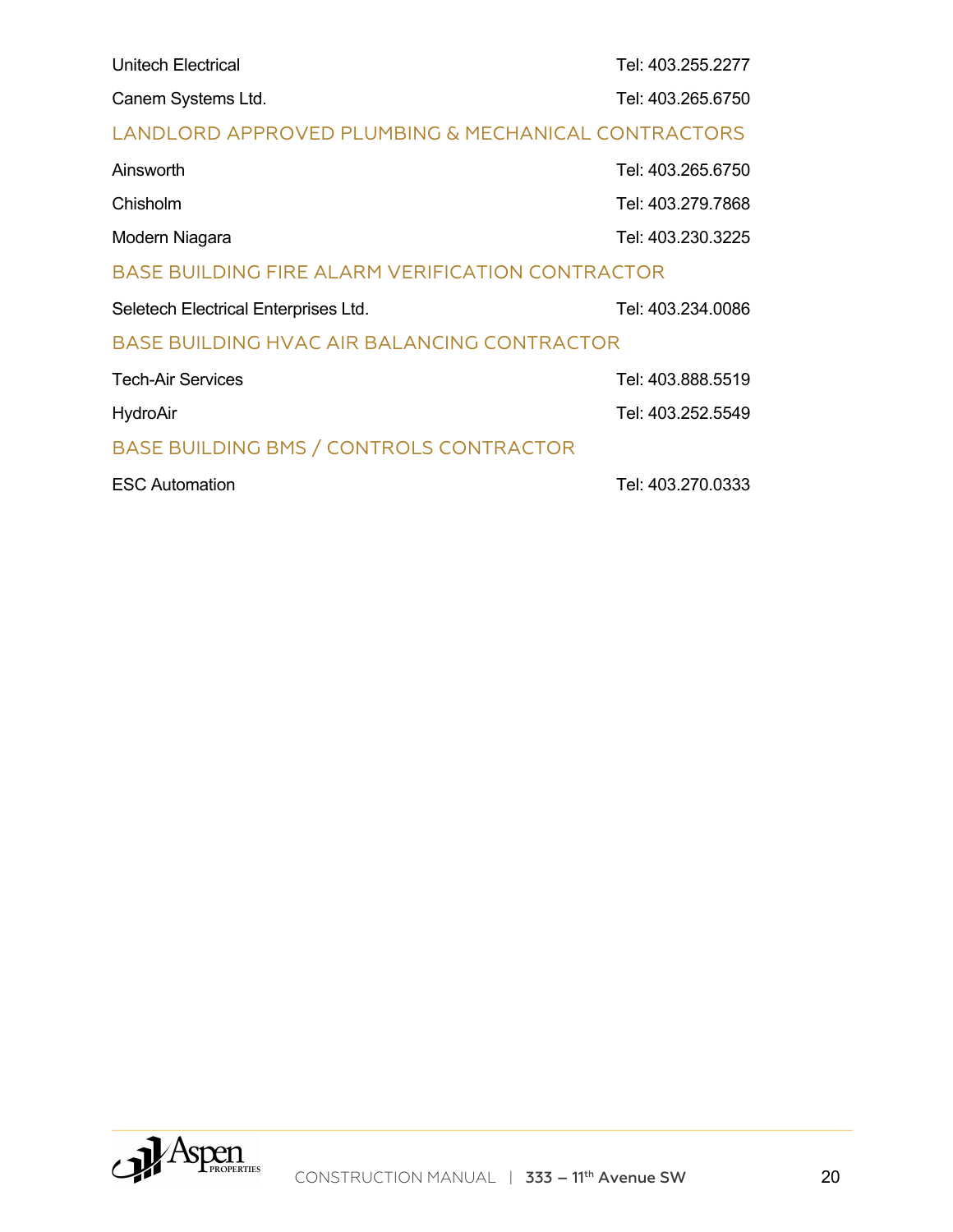Unitech Electrical Tel: 403.255.2277

Canem Systems Ltd. Tel: 403.265.6750

## LANDLORD APPROVED PLUMBING & MECHANICAL CONTRACTORS

Ainsworth Tel: 403.265.6750

Chisholm Tel: 403.279.7868

Modern Niagara Tel: 403.230.3225

## BASE BUILDING FIRE ALARM VERIFICATION CONTRACTOR

Seletech Electrical Enterprises Ltd. Tel: 403.234.0086

## BASE BUILDING HVAC AIR BALANCING CONTRACTOR

Tech-Air Services Tel: 403.888.5519

HydroAir Tel: 403.252.5549

## BASE BUILDING BMS / CONTROLS CONTRACTOR

ESC Automation Tel: 403.270.0333